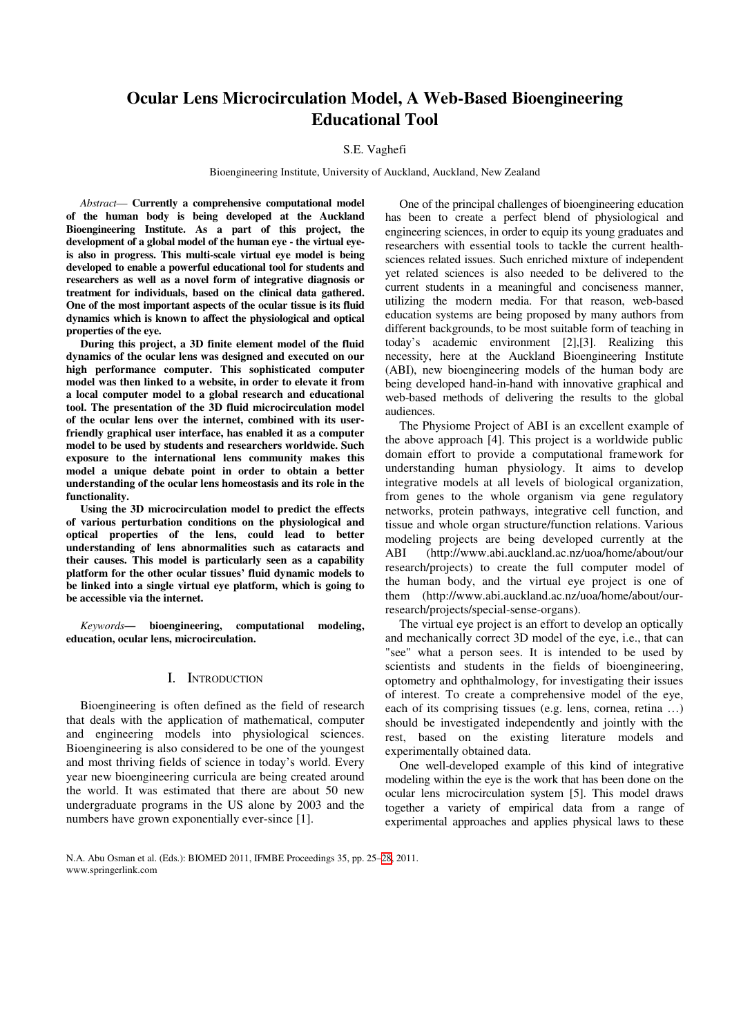# Ocular Lens Microcirculation Model, A Web-Based Bioengineering Educational Tool

S.E. Vaghefi

Bioengineering Institute, University of Auckland, Auckland, New Zealand

*Abstract*— **Currently a comprehensive computational model of the human body is being developed at the Auckland Bioengineering Institute. As a part of this project, the development of a global model of the human eye - the virtual eye-is also in progress. This multi-scale virtual eye model is being developed to enable a powerful educational tool for students and researchers as well as a novel form of integrative diagnosis or treatment for individuals, based on the clinical data gathered. One of the most important aspects of the ocular tissue is its fluid dynamics which is known to affect the physiological and optical properties of the eye.**

**During this project, a 3D finite element model of the fluid dynamics of the ocular lens was designed and executed on our high performance computer. This sophisticated computer model was then linked to a website, in order to elevate it from a local computer model to a global research and educational tool. The presentation of the 3D fluid microcirculation model of the ocular lens over the internet, combined with its user-friendly graphical user interface, has enabled it as a computer model to be used by students and researchers worldwide. Such exposure to the international lens community makes this model a unique debate point in order to obtain a better understanding of the ocular lens homeostasis and its role in the functionality.**

**Using the 3D microcirculation model to predict the effects of various perturbation conditions on the physiological and optical properties of the lens, could lead to better understanding of lens abnormalities such as cataracts and their causes. This model is particularly seen as a capability platform for the other ocular tissues' fluid dynamic models to be linked into a single virtual eye platform, which is going to be accessible via the internet.**

*Keywords*— **bioengineering, computational modeling, education, ocular lens, microcirculation.**

## I. INTRODUCTION

Bioengineering is often defined as the field of research that deals with the application of mathematical, computer and engineering models into physiological sciences. Bioengineering is also considered to be one of the youngest and most thriving fields of science in today's world. Every year new bioengineering curricula are being created around the world. It was estimated that there are about 50 new undergraduate programs in the US alone by 2003 and the numbers have grown exponentially ever-since [1].

One of the principal challenges of bioengineering education has been to create a perfect blend of physiological and engineering sciences, in order to equip its young graduates and researchers with essential tools to tackle the current health-sciences related issues. Such enriched mixture of independent yet related sciences is also needed to be delivered to the current students in a meaningful and conciseness manner, utilizing the modern media. For that reason, web-based education systems are being proposed by many authors from different backgrounds, to be most suitable form of teaching in today's academic environment [2],[3]. Realizing this necessity, here at the Auckland Bioengineering Institute (ABI), new bioengineering models of the human body are being developed hand-in-hand with innovative graphical and web-based methods of delivering the results to the global audiences.

The Physiome Project of ABI is an excellent example of the above approach [4]. This project is a worldwide public domain effort to provide a computational framework for understanding human physiology. It aims to develop integrative models at all levels of biological organization, from genes to the whole organism via gene regulatory networks, protein pathways, integrative cell function, and tissue and whole organ structure/function relations. Various modeling projects are being developed currently at the ABI (http://www.abi.auckland.ac.nz/uoa/home/about/our research/projects) to create the full computer model of the human body, and the virtual eye project is one of them (http://www.abi.auckland.ac.nz/uoa/home/about/our-research/projects/special-sense-organs).

The virtual eye project is an effort to develop an optically and mechanically correct 3D model of the eye, i.e., that can "see" what a person sees. It is intended to be used by scientists and students in the fields of bioengineering, optometry and ophthalmology, for investigating their issues of interest. To create a comprehensive model of the eye, each of its comprising tissues (e.g. lens, cornea, retina …) should be investigated independently and jointly with the rest, based on the existing literature models and experimentally obtained data.

One well-developed example of this kind of integrative modeling within the eye is the work that has been done on the ocular lens microcirculation system [5]. This model draws together a variety of empirical data from a range of experimental approaches and applies physical laws to these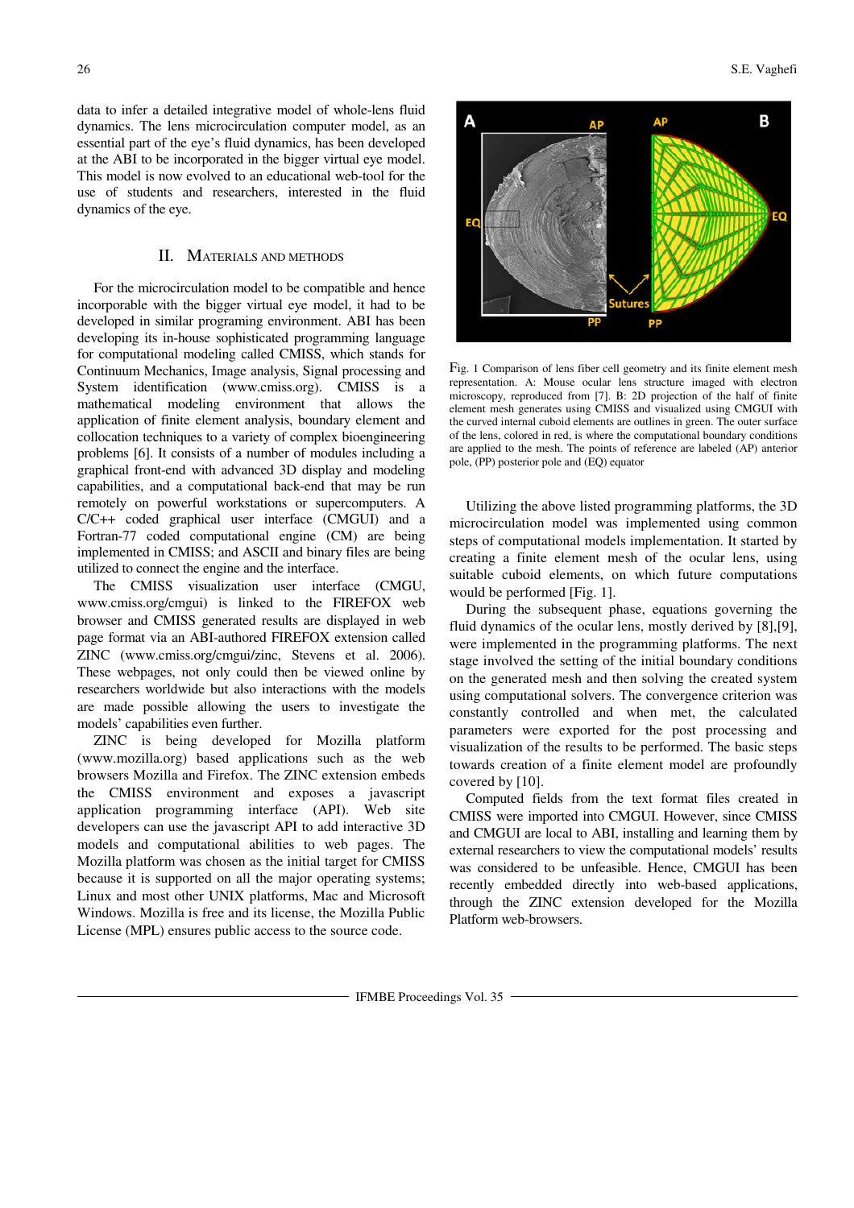data to infer a detailed integrative model of whole-lens fluid dynamics. The lens microcirculation computer model, as an essential part of the eye's fluid dynamics, has been developed at the ABI to be incorporated in the bigger virtual eye model. This model is now evolved to an educational web-tool for the use of students and researchers, interested in the fluid dynamics of the eye.

## II. MATERIALS AND METHODS

For the microcirculation model to be compatible and hence incorporable with the bigger virtual eye model, it had to be developed in similar programing environment. ABI has been developing its in-house sophisticated programming language for computational modeling called CMISS, which stands for Continuum Mechanics, Image analysis, Signal processing and System identification (www.cmiss.org). CMISS is a mathematical modeling environment that allows the application of finite element analysis, boundary element and collocation techniques to a variety of complex bioengineering problems [6]. It consists of a number of modules including a graphical front-end with advanced 3D display and modeling capabilities, and a computational back-end that may be run remotely on powerful workstations or supercomputers. A C/C++ coded graphical user interface (CMGUI) and a Fortran-77 coded computational engine (CM) are being implemented in CMISS; and ASCII and binary files are being utilized to connect the engine and the interface.

The CMISS visualization user interface (CMGU, www.cmiss.org/cmgui) is linked to the FIREFOX web browser and CMISS generated results are displayed in web page format via an ABI-authored FIREFOX extension called ZINC (www.cmiss.org/cmgui/zinc, Stevens et al. 2006). These webpages, not only could then be viewed online by researchers worldwide but also interactions with the models are made possible allowing the users to investigate the models' capabilities even further.

ZINC is being developed for Mozilla platform (www.mozilla.org) based applications such as the web browsers Mozilla and Firefox. The ZINC extension embeds the CMISS environment and exposes a javascript application programming interface (API). Web site developers can use the javascript API to add interactive 3D models and computational abilities to web pages. The Mozilla platform was chosen as the initial target for CMISS because it is supported on all the major operating systems; Linux and most other UNIX platforms, Mac and Microsoft Windows. Mozilla is free and its license, the Mozilla Public License (MPL) ensures public access to the source code.

Fig. 1 Comparison of lens fiber cell geometry and its finite element mesh representation. A: Mouse ocular lens structure imaged with electron microscopy, reproduced from [7]. B: 2D projection of the half of finite element mesh generates using CMISS and visualized using CMGUI with the curved internal cuboid elements are outlines in green. The outer surface of the lens, colored in red, is where the computational boundary conditions are applied to the mesh. The points of reference are labeled (AP) anterior pole, (PP) posterior pole and (EQ) equator

Utilizing the above listed programming platforms, the 3D microcirculation model was implemented using common steps of computational models implementation. It started by creating a finite element mesh of the ocular lens, using suitable cuboid elements, on which future computations would be performed [Fig. 1].

During the subsequent phase, equations governing the fluid dynamics of the ocular lens, mostly derived by [8],[9], were implemented in the programming platforms. The next stage involved the setting of the initial boundary conditions on the generated mesh and then solving the created system using computational solvers. The convergence criterion was constantly controlled and when met, the calculated parameters were exported for the post processing and visualization of the results to be performed. The basic steps towards creation of a finite element model are profoundly covered by [10].

Computed fields from the text format files created in CMISS were imported into CMGUI. However, since CMISS and CMGUI are local to ABI, installing and learning them by external researchers to view the computational models' results was considered to be unfeasible. Hence, CMGUI has been recently embedded directly into web-based applications, through the ZINC extension developed for the Mozilla Platform web-browsers.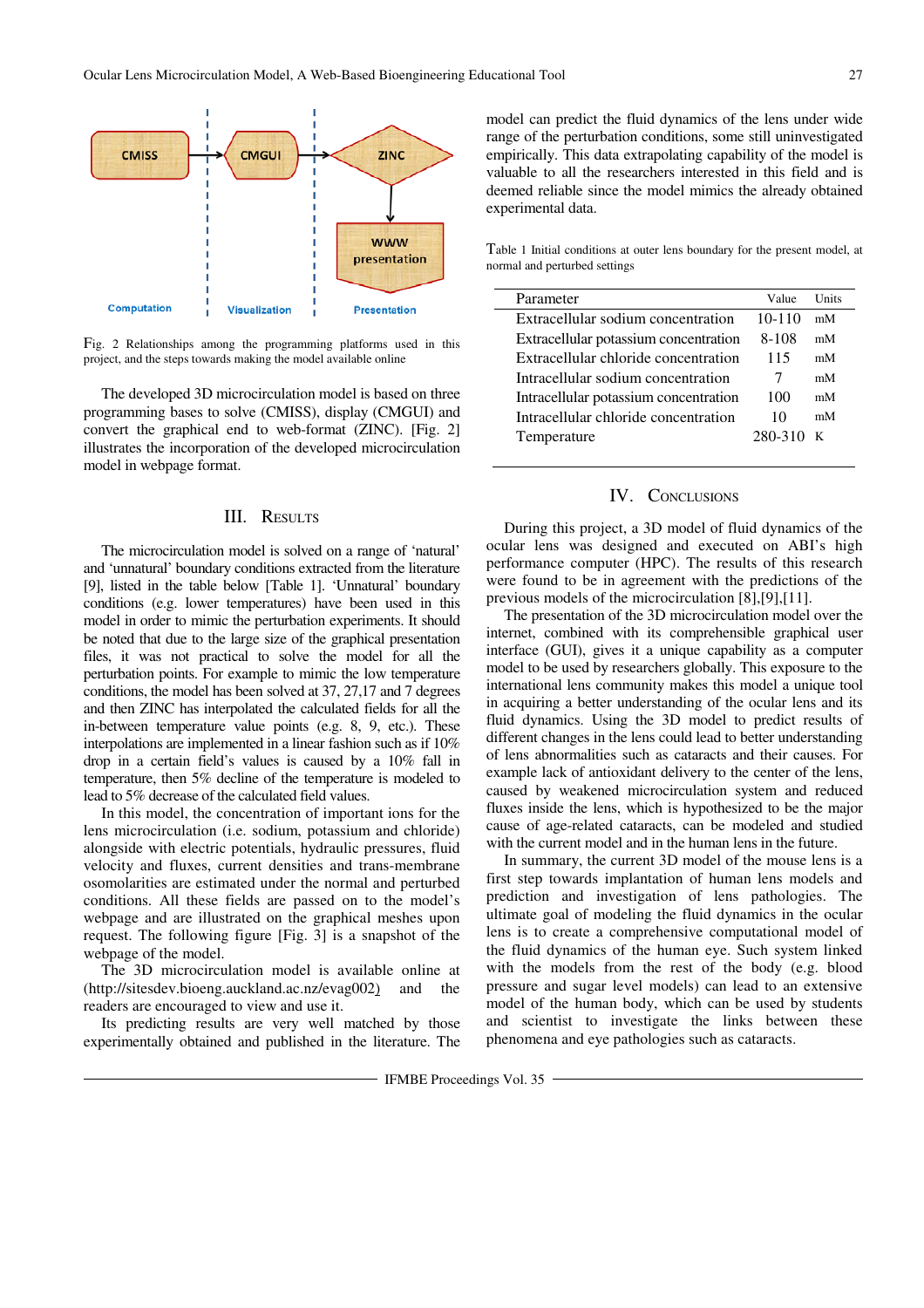Fig. 2 Relationships among the programming platforms used in this project, and the steps towards making the model available online

The developed 3D microcirculation model is based on three programming bases to solve (CMISS), display (CMGUI) and convert the graphical end to web-format (ZINC). [Fig. 2] illustrates the incorporation of the developed microcirculation model in webpage format.

## III. RESULTS

The microcirculation model is solved on a range of 'natural' and 'unnatural' boundary conditions extracted from the literature [9], listed in the table below [Table 1]. 'Unnatural' boundary conditions (e.g. lower temperatures) have been used in this model in order to mimic the perturbation experiments. It should be noted that due to the large size of the graphical presentation files, it was not practical to solve the model for all the perturbation points. For example to mimic the low temperature conditions, the model has been solved at 37, 27,17 and 7 degrees and then ZINC has interpolated the calculated fields for all the in-between temperature value points (e.g. 8, 9, etc.). These interpolations are implemented in a linear fashion such as if 10% drop in a certain field's values is caused by a 10% fall in temperature, then 5% decline of the temperature is modeled to lead to 5% decrease of the calculated field values.

In this model, the concentration of important ions for the lens microcirculation (i.e. sodium, potassium and chloride) alongside with electric potentials, hydraulic pressures, fluid velocity and fluxes, current densities and trans-membrane osomolarities are estimated under the normal and perturbed conditions. All these fields are passed on to the model's webpage and are illustrated on the graphical meshes upon request. The following figure [Fig. 3] is a snapshot of the webpage of the model.

The 3D microcirculation model is available online at (http://sitesdev.bioeng.auckland.ac.nz/evag002) and the readers are encouraged to view and use it.

Its predicting results are very well matched by those experimentally obtained and published in the literature. The model can predict the fluid dynamics of the lens under wide range of the perturbation conditions, some still uninvestigated empirically. This data extrapolating capability of the model is valuable to all the researchers interested in this field and is deemed reliable since the model mimics the already obtained experimental data.

Table 1 Initial conditions at outer lens boundary for the present model, at normal and perturbed settings

| Parameter | Value | Units |
|---|---|---|
| Extracellular sodium concentration | 10-110 | mM |
| Extracellular potassium concentration | 8-108 | mM |
| Extracellular chloride concentration | 115 | mM |
| Intracellular sodium concentration | 7 | mM |
| Intracellular potassium concentration | 100 | mM |
| Intracellular chloride concentration | 10 | mM |
| Temperature | 280-310 | K |

## IV. CONCLUSIONS

During this project, a 3D model of fluid dynamics of the ocular lens was designed and executed on ABI's high performance computer (HPC). The results of this research were found to be in agreement with the predictions of the previous models of the microcirculation [8],[9],[11].

The presentation of the 3D microcirculation model over the internet, combined with its comprehensible graphical user interface (GUI), gives it a unique capability as a computer model to be used by researchers globally. This exposure to the international lens community makes this model a unique tool in acquiring a better understanding of the ocular lens and its fluid dynamics. Using the 3D model to predict results of different changes in the lens could lead to better understanding of lens abnormalities such as cataracts and their causes. For example lack of antioxidant delivery to the center of the lens, caused by weakened microcirculation system and reduced fluxes inside the lens, which is hypothesized to be the major cause of age-related cataracts, can be modeled and studied with the current model and in the human lens in the future.

In summary, the current 3D model of the mouse lens is a first step towards implantation of human lens models and prediction and investigation of lens pathologies. The ultimate goal of modeling the fluid dynamics in the ocular lens is to create a comprehensive computational model of the fluid dynamics of the human eye. Such system linked with the models from the rest of the body (e.g. blood pressure and sugar level models) can lead to an extensive model of the human body, which can be used by students and scientist to investigate the links between these phenomena and eye pathologies such as cataracts.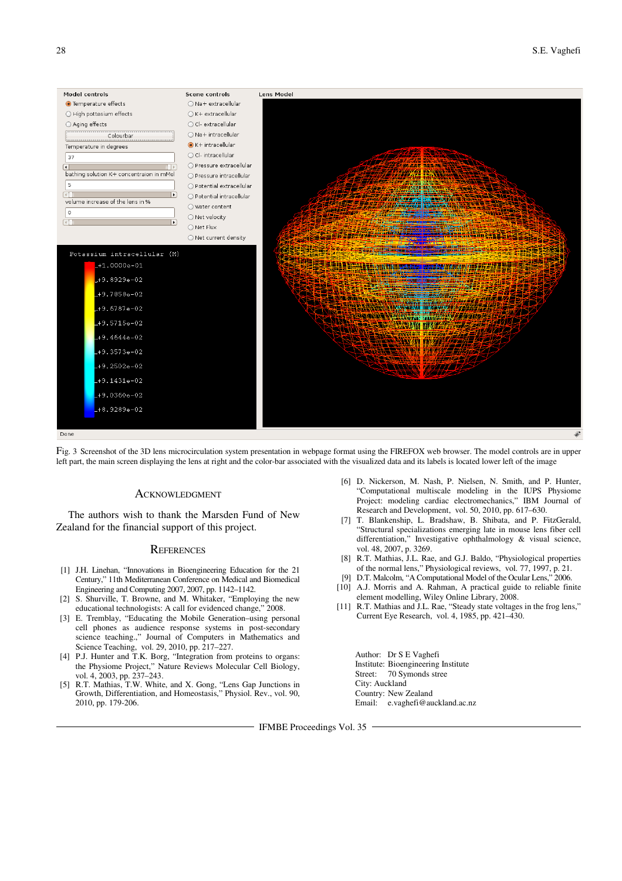Model controls

Temperature effects

High pottasium effects

Aging effects

Colourbar

Temperature in degrees

37

bathing solution K+ concentraion in mMol

5

volume increase of the lens in %

0

Scene controls

Na+ extracellular

K+ extracellular

Cl- extracellular

Na+ intracellular

K+ intracellular

Cl- intracellular

Pressure extracellular

Pressure intracellular

Potential extracellular

Potential intracellular

Water content

Net velocity

Net Flux

Net current density

Lens Model

Potassium intracellular (M)

+1.0000e-01

+9.8929e-02

+9.7858e-02

+9.6787e-02

+9.5715e-02

+9.4644e-02

+9.3573e-02

+9.2502e-02

+9.1431e-02

+9.0360e-02

+8.9289e-02

Done

Fig. 3 Screenshot of the 3D lens microcirculation system presentation in webpage format using the FIREFOX web browser. The model controls are in upper left part, the main screen displaying the lens at right and the color-bar associated with the visualized data and its labels is located lower left of the image

## ACKNOWLEDGMENT

The authors wish to thank the Marsden Fund of New Zealand for the financial support of this project.

## REFERENCES

[1] J.H. Linehan, "Innovations in Bioengineering Education for the 21 Century," 11th Mediterranean Conference on Medical and Biomedical Engineering and Computing 2007, 2007, pp. 1142–1142.

[2] S. Shurville, T. Browne, and M. Whitaker, "Employing the new educational technologists: A call for evidenced change," 2008.

[3] E. Tremblay, "Educating the Mobile Generation–using personal cell phones as audience response systems in post-secondary science teaching.," Journal of Computers in Mathematics and Science Teaching, vol. 29, 2010, pp. 217–227.

[4] P.J. Hunter and T.K. Borg, "Integration from proteins to organs: the Physiome Project," Nature Reviews Molecular Cell Biology, vol. 4, 2003, pp. 237–243.

[5] R.T. Mathias, T.W. White, and X. Gong, "Lens Gap Junctions in Growth, Differentiation, and Homeostasis," Physiol. Rev., vol. 90, 2010, pp. 179-206.

[6] D. Nickerson, M. Nash, P. Nielsen, N. Smith, and P. Hunter, "Computational multiscale modeling in the IUPS Physiome Project: modeling cardiac electromechanics," IBM Journal of Research and Development, vol. 50, 2010, pp. 617–630.

[7] T. Blankenship, L. Bradshaw, B. Shibata, and P. FitzGerald, "Structural specializations emerging late in mouse lens fiber cell differentiation," Investigative ophthalmology & visual science, vol. 48, 2007, p. 3269.

[8] R.T. Mathias, J.L. Rae, and G.J. Baldo, "Physiological properties of the normal lens," Physiological reviews, vol. 77, 1997, p. 21.

[9] D.T. Malcolm, "A Computational Model of the Ocular Lens," 2006.

[10] A.J. Morris and A. Rahman, A practical guide to reliable finite element modelling, Wiley Online Library, 2008.

[11] R.T. Mathias and J.L. Rae, "Steady state voltages in the frog lens," Current Eye Research, vol. 4, 1985, pp. 421–430.

Author: Dr S E Vaghefi
Institute: Bioengineering Institute
Street: 70 Symonds stree
City: Auckland
Country: New Zealand
Email: e.vaghefi@auckland.ac.nz